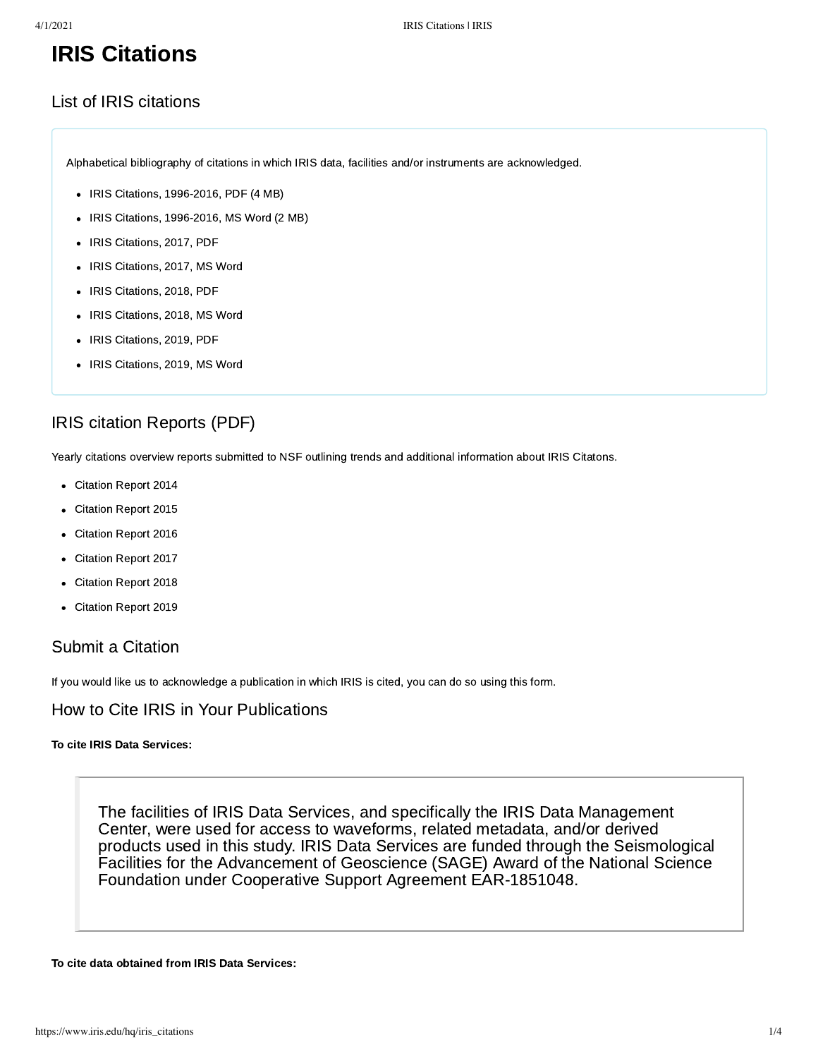# IRIS Citations

## List of IRIS citations

Alphabetical bibliography of citations in which IRIS data, facilities and/or instruments are acknowledged.

- IRIS Citations, 1996-2016, PDF (4 MB)
- IRIS Citations, 1996-2016, MS Word (2 MB)
- IRIS Citations, 2017, PDF
- IRIS Citations, 2017, MS Word
- IRIS Citations, 2018, PDF
- IRIS Citations, 2018, MS Word
- IRIS Citations, 2019, PDF
- IRIS Citations, 2019, MS Word

## IRIS citation Reports (PDF)

Yearly citations overview reports submitted to NSF outlining trends and additional information about IRIS Citatons.

- Citation Report 2014
- Citation Report 2015
- Citation Report 2016
- Citation Report 2017
- Citation Report 2018
- Citation Report 2019

## Submit a Citation

If you would like us to acknowledge a publication in which IRIS is cited, you can do so using this form.

## How to Cite IRIS in Your Publications

**To cite IRIS Data Services:**

> The facilities of IRIS Data Services, and specifically the IRIS Data Management Center, were used for access to waveforms, related metadata, and/or derived products used in this study. IRIS Data Services are funded through the Seismological Facilities for the Advancement of Geoscience (SAGE) Award of the National Science Foundation under Cooperative Support Agreement EAR-1851048.

**To cite data obtained from IRIS Data Services:**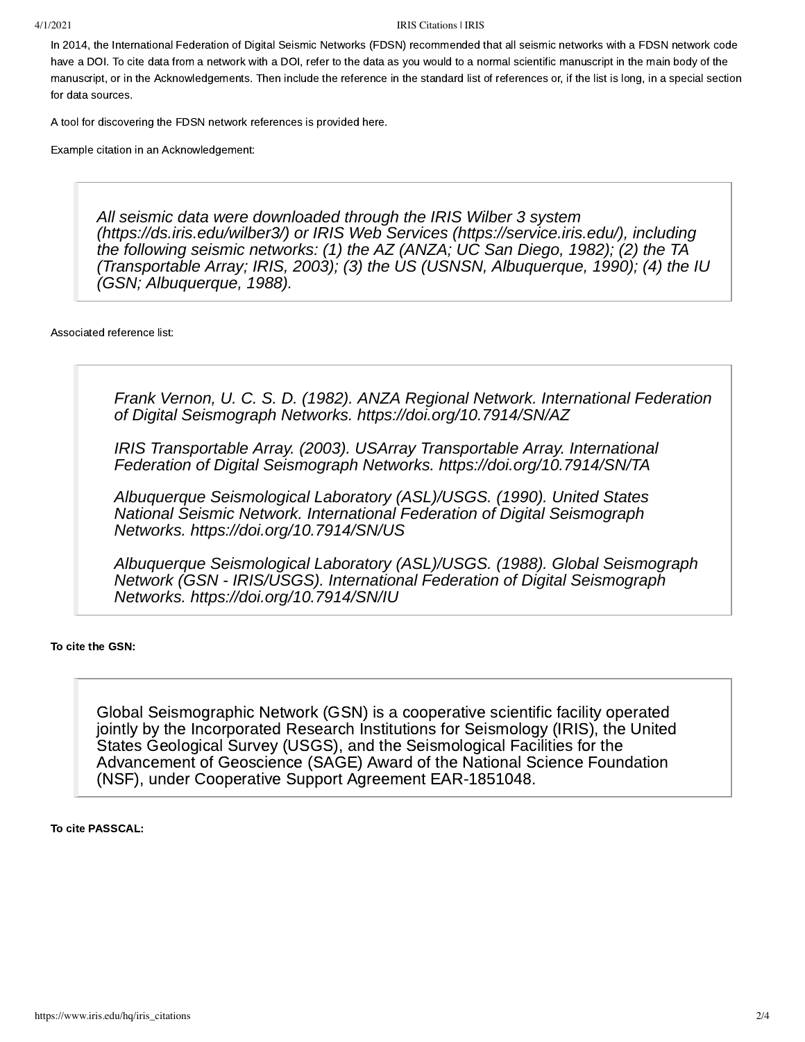In 2014, the International Federation of Digital Seismic Networks (FDSN) recommended that all seismic networks with a FDSN network code have a DOI. To cite data from a network with a DOI, refer to the data as you would to a normal scientific manuscript in the main body of the manuscript, or in the Acknowledgements. Then include the reference in the standard list of references or, if the list is long, in a special section for data sources.

A tool for discovering the FDSN network references is provided here.

Example citation in an Acknowledgement:

> *All seismic data were downloaded through the IRIS Wilber 3 system (https://ds.iris.edu/wilber3/) or IRIS Web Services (https://service.iris.edu/), including the following seismic networks: (1) the AZ (ANZA; UC San Diego, 1982); (2) the TA (Transportable Array; IRIS, 2003); (3) the US (USNSN, Albuquerque, 1990); (4) the IU (GSN; Albuquerque, 1988).*

Associated reference list:

> *Frank Vernon, U. C. S. D. (1982). ANZA Regional Network. International Federation of Digital Seismograph Networks. https://doi.org/10.7914/SN/AZ*
>
> *IRIS Transportable Array. (2003). USArray Transportable Array. International Federation of Digital Seismograph Networks. https://doi.org/10.7914/SN/TA*
>
> *Albuquerque Seismological Laboratory (ASL)/USGS. (1990). United States National Seismic Network. International Federation of Digital Seismograph Networks. https://doi.org/10.7914/SN/US*
>
> *Albuquerque Seismological Laboratory (ASL)/USGS. (1988). Global Seismograph Network (GSN - IRIS/USGS). International Federation of Digital Seismograph Networks. https://doi.org/10.7914/SN/IU*

**To cite the GSN:**

> Global Seismographic Network (GSN) is a cooperative scientific facility operated jointly by the Incorporated Research Institutions for Seismology (IRIS), the United States Geological Survey (USGS), and the Seismological Facilities for the Advancement of Geoscience (SAGE) Award of the National Science Foundation (NSF), under Cooperative Support Agreement EAR-1851048.

**To cite PASSCAL:**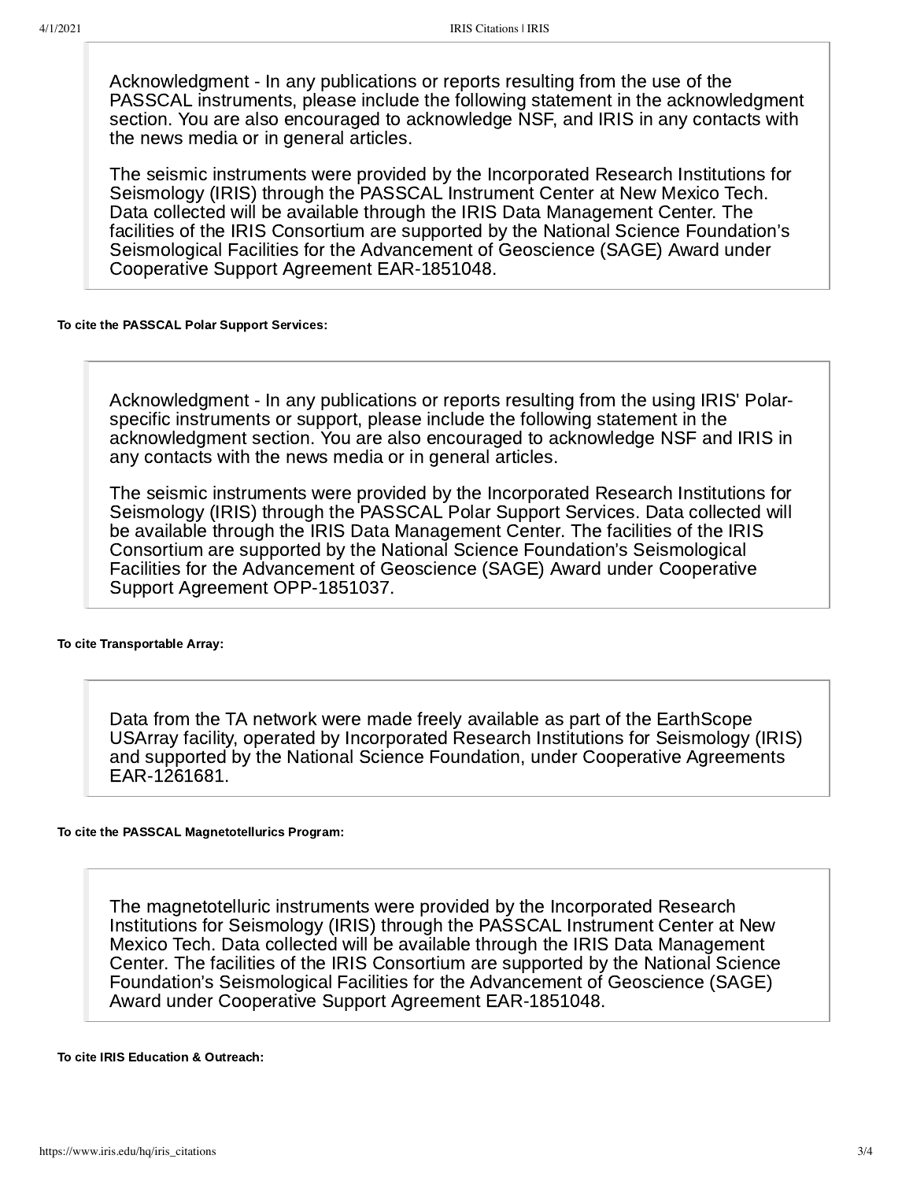Acknowledgment - In any publications or reports resulting from the use of the PASSCAL instruments, please include the following statement in the acknowledgment section. You are also encouraged to acknowledge NSF, and IRIS in any contacts with the news media or in general articles.

> The seismic instruments were provided by the Incorporated Research Institutions for Seismology (IRIS) through the PASSCAL Instrument Center at New Mexico Tech. Data collected will be available through the IRIS Data Management Center. The facilities of the IRIS Consortium are supported by the National Science Foundation's Seismological Facilities for the Advancement of Geoscience (SAGE) Award under Cooperative Support Agreement EAR-1851048.

**To cite the PASSCAL Polar Support Services:**

Acknowledgment - In any publications or reports resulting from the using IRIS' Polar-specific instruments or support, please include the following statement in the acknowledgment section. You are also encouraged to acknowledge NSF and IRIS in any contacts with the news media or in general articles.

> The seismic instruments were provided by the Incorporated Research Institutions for Seismology (IRIS) through the PASSCAL Polar Support Services. Data collected will be available through the IRIS Data Management Center. The facilities of the IRIS Consortium are supported by the National Science Foundation's Seismological Facilities for the Advancement of Geoscience (SAGE) Award under Cooperative Support Agreement OPP-1851037.

**To cite Transportable Array:**

> Data from the TA network were made freely available as part of the EarthScope USArray facility, operated by Incorporated Research Institutions for Seismology (IRIS) and supported by the National Science Foundation, under Cooperative Agreements EAR-1261681.

**To cite the PASSCAL Magnetotellurics Program:**

> The magnetotelluric instruments were provided by the Incorporated Research Institutions for Seismology (IRIS) through the PASSCAL Instrument Center at New Mexico Tech. Data collected will be available through the IRIS Data Management Center. The facilities of the IRIS Consortium are supported by the National Science Foundation's Seismological Facilities for the Advancement of Geoscience (SAGE) Award under Cooperative Support Agreement EAR-1851048.

**To cite IRIS Education & Outreach:**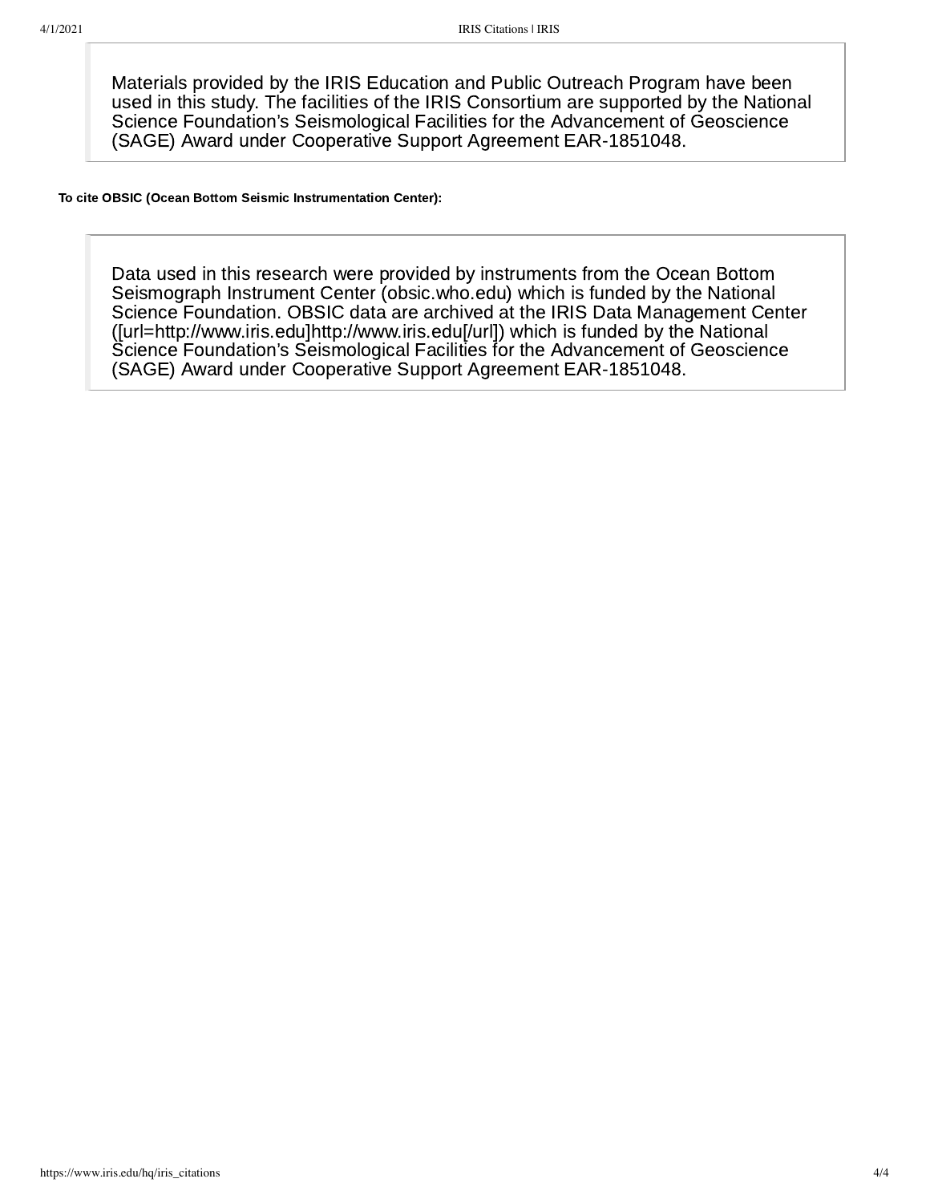> Materials provided by the IRIS Education and Public Outreach Program have been used in this study. The facilities of the IRIS Consortium are supported by the National Science Foundation’s Seismological Facilities for the Advancement of Geoscience (SAGE) Award under Cooperative Support Agreement EAR-1851048.

**To cite OBSIC (Ocean Bottom Seismic Instrumentation Center):**

> Data used in this research were provided by instruments from the Ocean Bottom Seismograph Instrument Center (obsic.who.edu) which is funded by the National Science Foundation. OBSIC data are archived at the IRIS Data Management Center ([url=http://www.iris.edu]http://www.iris.edu[/url]) which is funded by the National Science Foundation’s Seismological Facilities for the Advancement of Geoscience (SAGE) Award under Cooperative Support Agreement EAR-1851048.